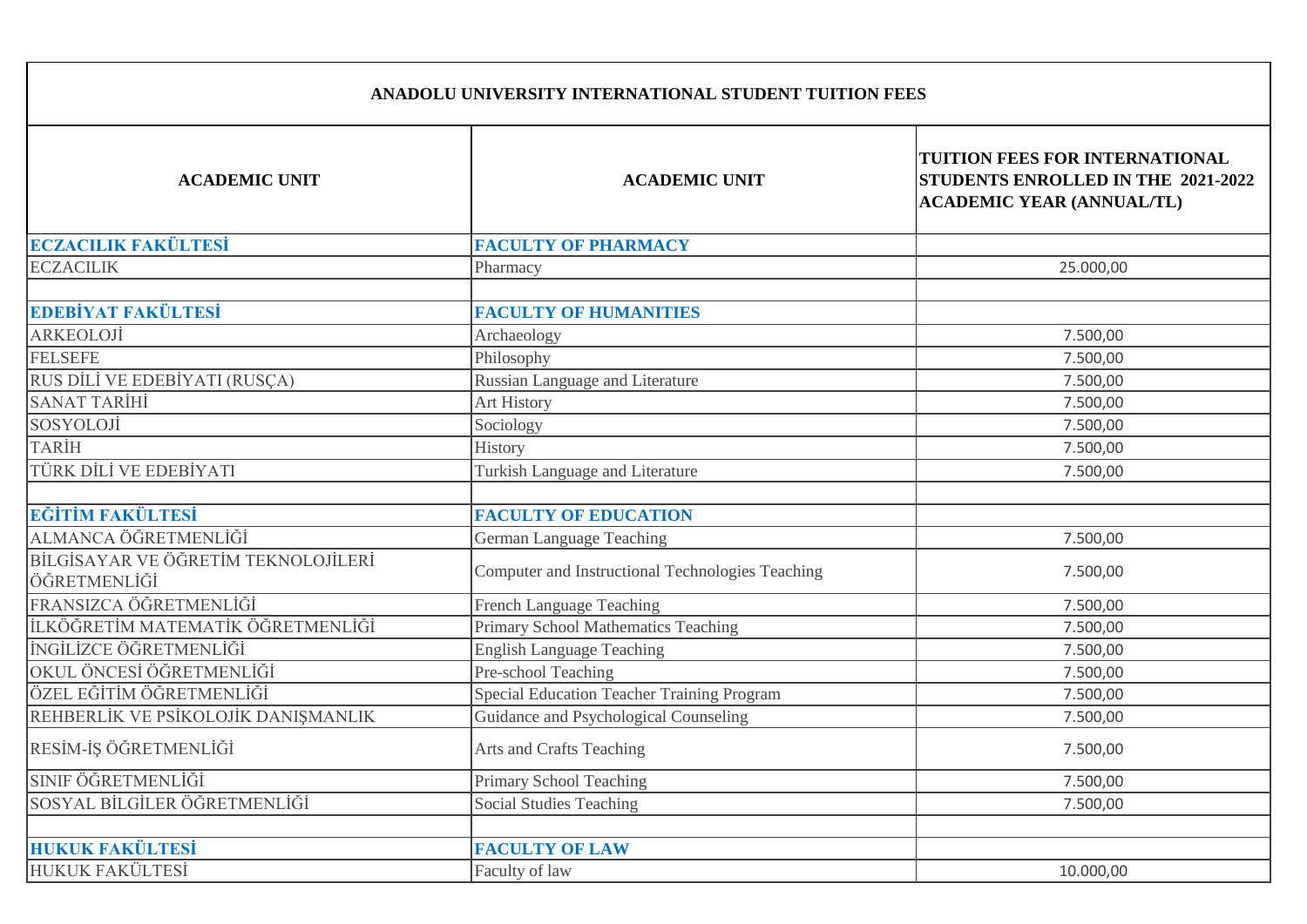| ANADOLU UNIVERSITY INTERNATIONAL STUDENT TUITION FEES | | |
|---|---|---|
| **ACADEMIC UNIT** | **ACADEMIC UNIT** | **TUITION FEES FOR INTERNATIONAL STUDENTS ENROLLED IN THE 2021-2022 ACADEMIC YEAR (ANNUAL/TL)** |
| **ECZACILIK FAKÜLTESİ** | **FACULTY OF PHARMACY** | |
| ECZACILIK | Pharmacy | 25.000,00 |
| | | |
| **EDEBİYAT FAKÜLTESİ** | **FACULTY OF HUMANITIES** | |
| ARKEOLOJİ | Archaeology | 7.500,00 |
| FELSEFE | Philosophy | 7.500,00 |
| RUS DİLİ VE EDEBİYATI (RUSÇA) | Russian Language and Literature | 7.500,00 |
| SANAT TARİHİ | Art History | 7.500,00 |
| SOSYOLOJİ | Sociology | 7.500,00 |
| TARİH | History | 7.500,00 |
| TÜRK DİLİ VE EDEBİYATI | Turkish Language and Literature | 7.500,00 |
| | | |
| **EĞİTİM FAKÜLTESİ** | **FACULTY OF EDUCATION** | |
| ALMANCA ÖĞRETMENLİĞİ | German Language Teaching | 7.500,00 |
| BİLGİSAYAR VE ÖĞRETİM TEKNOLOJİLERİ ÖĞRETMENLİĞİ | Computer and Instructional Technologies Teaching | 7.500,00 |
| FRANSIZCA ÖĞRETMENLİĞİ | French Language Teaching | 7.500,00 |
| İLKÖĞRETİM MATEMATİK ÖĞRETMENLİĞİ | Primary School Mathematics Teaching | 7.500,00 |
| İNGİLİZCE ÖĞRETMENLİĞİ | English Language Teaching | 7.500,00 |
| OKUL ÖNCESİ ÖĞRETMENLİĞİ | Pre-school Teaching | 7.500,00 |
| ÖZEL EĞİTİM ÖĞRETMENLİĞİ | Special Education Teacher Training Program | 7.500,00 |
| REHBERLİK VE PSİKOLOJİK DANIŞMANLIK | Guidance and Psychological Counseling | 7.500,00 |
| RESİM-İŞ ÖĞRETMENLİĞİ | Arts and Crafts Teaching | 7.500,00 |
| SINIF ÖĞRETMENLİĞİ | Primary School Teaching | 7.500,00 |
| SOSYAL BİLGİLER ÖĞRETMENLİĞİ | Social Studies Teaching | 7.500,00 |
| | | |
| **HUKUK FAKÜLTESİ** | **FACULTY OF LAW** | |
| HUKUK FAKÜLTESİ | Faculty of law | 10.000,00 |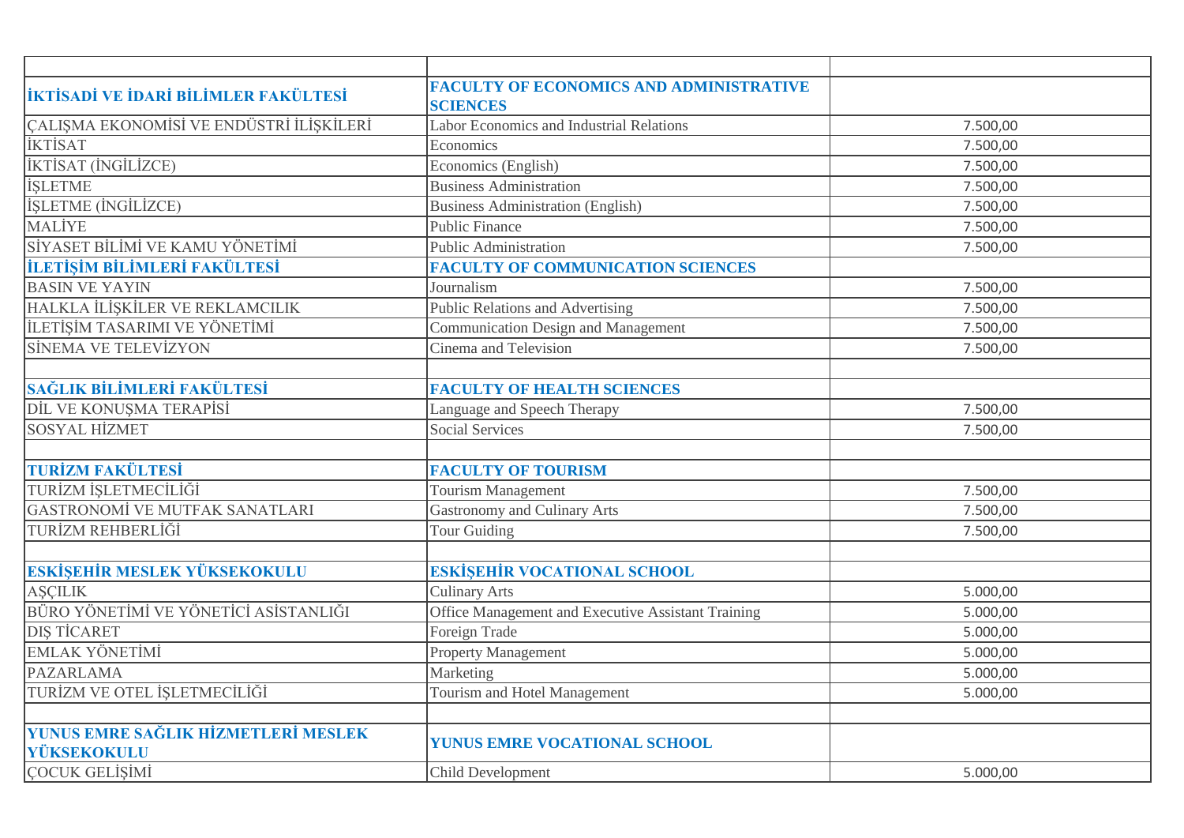| | | |
|---|---|---|
| **İKTİSADİ VE İDARİ BİLİMLER FAKÜLTESİ** | **FACULTY OF ECONOMICS AND ADMINISTRATIVE SCIENCES** | |
| ÇALIŞMA EKONOMİSİ VE ENDÜSTRİ İLİŞKİLERİ | Labor Economics and Industrial Relations | 7.500,00 |
| İKTİSAT | Economics | 7.500,00 |
| İKTİSAT (İNGİLİZCE) | Economics (English) | 7.500,00 |
| İŞLETME | Business Administration | 7.500,00 |
| İŞLETME (İNGİLİZCE) | Business Administration (English) | 7.500,00 |
| MALİYE | Public Finance | 7.500,00 |
| SİYASET BİLİMİ VE KAMU YÖNETİMİ | Public Administration | 7.500,00 |
| **İLETİŞİM BİLİMLERİ FAKÜLTESİ** | **FACULTY OF COMMUNICATION SCIENCES** | |
| BASIN VE YAYIN | Journalism | 7.500,00 |
| HALKLA İLİŞKİLER VE REKLAMCILIK | Public Relations and Advertising | 7.500,00 |
| İLETİŞİM TASARIMI VE YÖNETİMİ | Communication Design and Management | 7.500,00 |
| SİNEMA VE TELEVİZYON | Cinema and Television | 7.500,00 |
| | | |
| **SAĞLIK BİLİMLERİ FAKÜLTESİ** | **FACULTY OF HEALTH SCIENCES** | |
| DİL VE KONUŞMA TERAPİSİ | Language and Speech Therapy | 7.500,00 |
| SOSYAL HİZMET | Social Services | 7.500,00 |
| | | |
| **TURİZM FAKÜLTESİ** | **FACULTY OF TOURISM** | |
| TURİZM İŞLETMECİLİĞİ | Tourism Management | 7.500,00 |
| GASTRONOMİ VE MUTFAK SANATLARI | Gastronomy and Culinary Arts | 7.500,00 |
| TURİZM REHBERLİĞİ | Tour Guiding | 7.500,00 |
| | | |
| **ESKİŞEHİR MESLEK YÜKSEKOKULU** | **ESKİŞEHİR VOCATIONAL SCHOOL** | |
| AŞÇILIK | Culinary Arts | 5.000,00 |
| BÜRO YÖNETİMİ VE YÖNETİCİ ASİSTANLIĞI | Office Management and Executive Assistant Training | 5.000,00 |
| DIŞ TİCARET | Foreign Trade | 5.000,00 |
| EMLAK YÖNETİMİ | Property Management | 5.000,00 |
| PAZARLAMA | Marketing | 5.000,00 |
| TURİZM VE OTEL İŞLETMECİLİĞİ | Tourism and Hotel Management | 5.000,00 |
| | | |
| **YUNUS EMRE SAĞLIK HİZMETLERİ MESLEK YÜKSEKOKULU** | **YUNUS EMRE VOCATIONAL SCHOOL** | |
| ÇOCUK GELİŞİMİ | Child Development | 5.000,00 |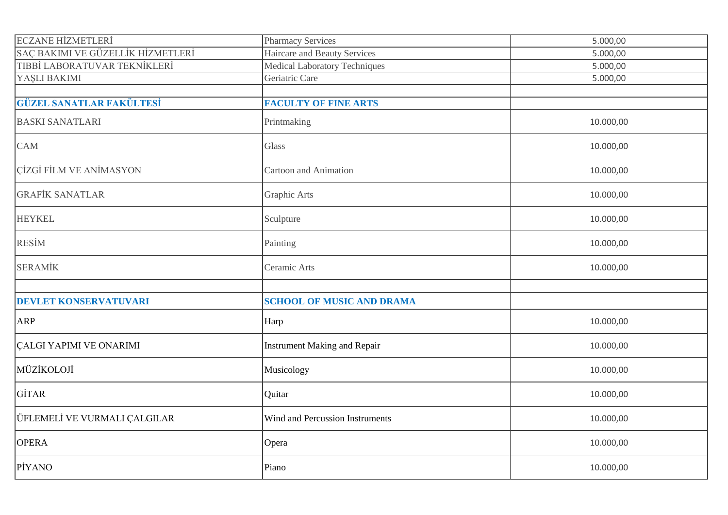| | | |
|---|---|---|
| ECZANE HİZMETLERİ | Pharmacy Services | 5.000,00 |
| SAÇ BAKIMI VE GÜZELLİK HİZMETLERİ | Haircare and Beauty Services | 5.000,00 |
| TIBBİ LABORATUVAR TEKNİKLERİ | Medical Laboratory Techniques | 5.000,00 |
| YAŞLI BAKIMI | Geriatric Care | 5.000,00 |
| | | |
| **GÜZEL SANATLAR FAKÜLTESİ** | **FACULTY OF FINE ARTS** | |
| BASKI SANATLARI | Printmaking | 10.000,00 |
| CAM | Glass | 10.000,00 |
| ÇİZGİ FİLM VE ANİMASYON | Cartoon and Animation | 10.000,00 |
| GRAFİK SANATLAR | Graphic Arts | 10.000,00 |
| HEYKEL | Sculpture | 10.000,00 |
| RESİM | Painting | 10.000,00 |
| SERAMİK | Ceramic Arts | 10.000,00 |
| | | |
| **DEVLET KONSERVATUVARI** | **SCHOOL OF MUSIC AND DRAMA** | |
| ARP | Harp | 10.000,00 |
| ÇALGI YAPIMI VE ONARIMI | Instrument Making and Repair | 10.000,00 |
| MÜZİKOLOJİ | Musicology | 10.000,00 |
| GİTAR | Quitar | 10.000,00 |
| ÜFLEMELİ VE VURMALI ÇALGILAR | Wind and Percussion Instruments | 10.000,00 |
| OPERA | Opera | 10.000,00 |
| PİYANO | Piano | 10.000,00 |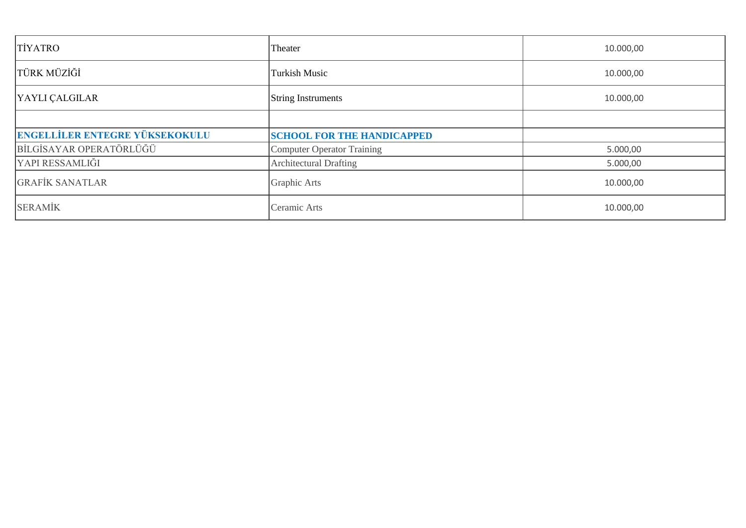| | | |
|---|---|---|
| TİYATRO | Theater | 10.000,00 |
| TÜRK MÜZİĞİ | Turkish Music | 10.000,00 |
| YAYLI ÇALGILAR | String Instruments | 10.000,00 |
| | | |
| **ENGELLİLER ENTEGRE YÜKSEKOKULU** | **SCHOOL FOR THE HANDICAPPED** | |
| BİLGİSAYAR OPERATÖRLÜĞÜ | Computer Operator Training | 5.000,00 |
| YAPI RESSAMLIĞI | Architectural Drafting | 5.000,00 |
| GRAFİK SANATLAR | Graphic Arts | 10.000,00 |
| SERAMİK | Ceramic Arts | 10.000,00 |